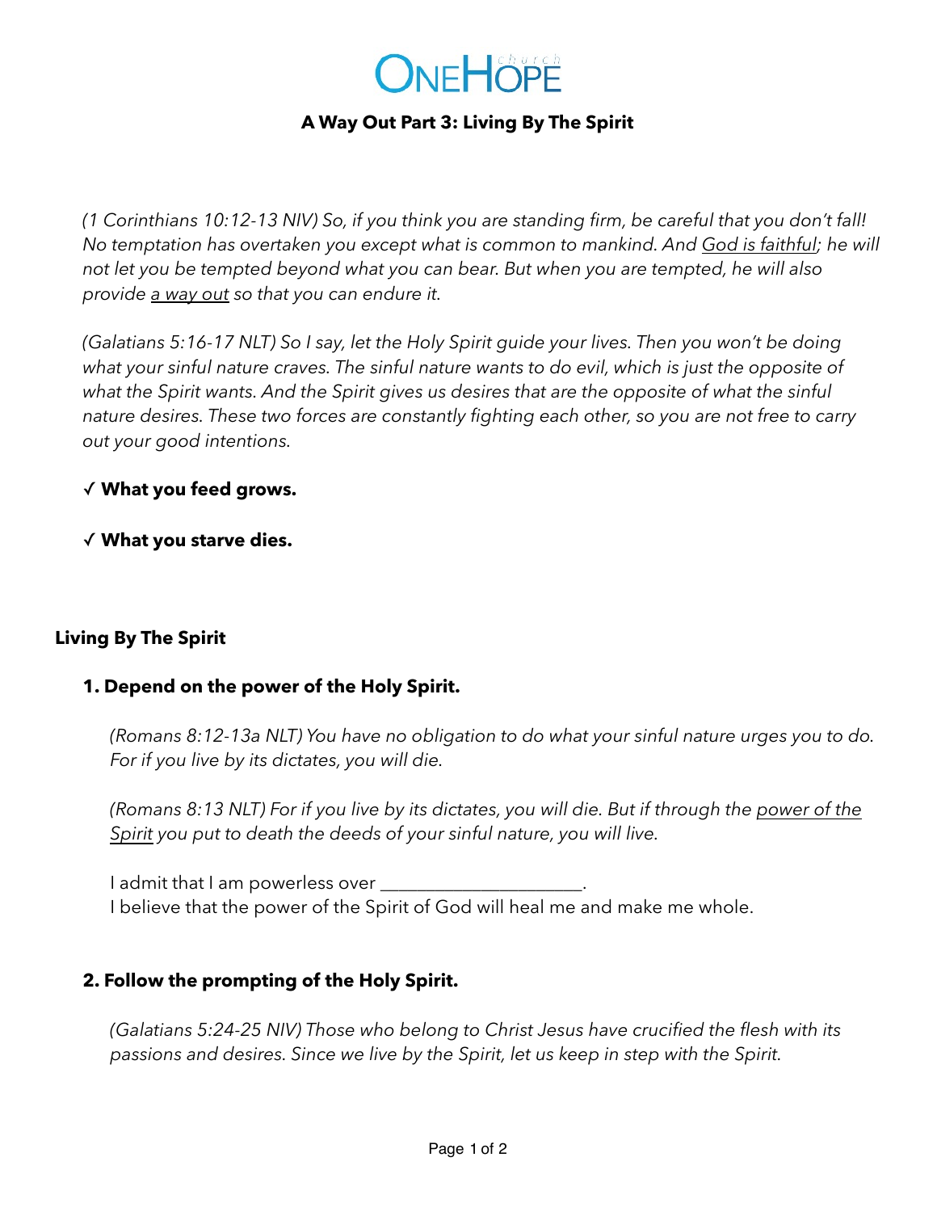ONEHOPE church

# A Way Out Part 3: Living By The Spirit

*(1 Corinthians 10:12-13 NIV) So, if you think you are standing firm, be careful that you don't fall! No temptation has overtaken you except what is common to mankind. And <u>God is faithful</u>; he will not let you be tempted beyond what you can bear. But when you are tempted, he will also provide <u>a way out</u> so that you can endure it.*

*(Galatians 5:16-17 NLT) So I say, let the Holy Spirit guide your lives. Then you won't be doing what your sinful nature craves. The sinful nature wants to do evil, which is just the opposite of what the Spirit wants. And the Spirit gives us desires that are the opposite of what the sinful nature desires. These two forces are constantly fighting each other, so you are not free to carry out your good intentions.*

✓ **What you feed grows.**

✓ **What you starve dies.**

## Living By The Spirit

### 1. Depend on the power of the Holy Spirit.

*(Romans 8:12-13a NLT) You have no obligation to do what your sinful nature urges you to do. For if you live by its dictates, you will die.*

*(Romans 8:13 NLT) For if you live by its dictates, you will die. But if through the <u>power of the Spirit</u> you put to death the deeds of your sinful nature, you will live.*

I admit that I am powerless over ______________________.
I believe that the power of the Spirit of God will heal me and make me whole.

### 2. Follow the prompting of the Holy Spirit.

*(Galatians 5:24-25 NIV) Those who belong to Christ Jesus have crucified the flesh with its passions and desires. Since we live by the Spirit, let us keep in step with the Spirit.*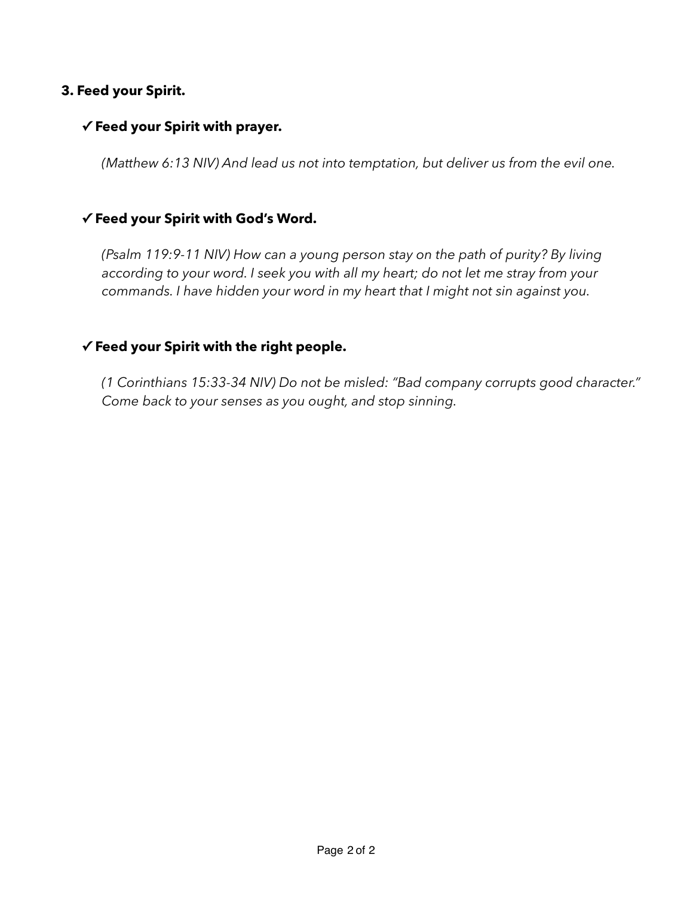**3. Feed your Spirit.**

✓ **Feed your Spirit with prayer.**

*(Matthew 6:13 NIV) And lead us not into temptation, but deliver us from the evil one.*

✓ **Feed your Spirit with God's Word.**

*(Psalm 119:9-11 NIV) How can a young person stay on the path of purity? By living according to your word. I seek you with all my heart; do not let me stray from your commands. I have hidden your word in my heart that I might not sin against you.*

✓ **Feed your Spirit with the right people.**

*(1 Corinthians 15:33-34 NIV) Do not be misled: "Bad company corrupts good character." Come back to your senses as you ought, and stop sinning.*